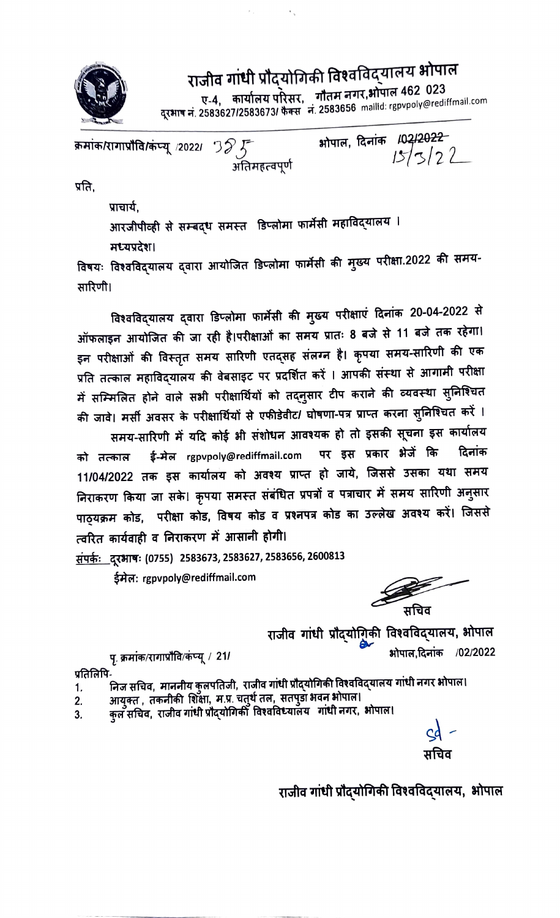# राजीव गांधी प्रौद्योगिकी विश्वविद्यालय भोपाल

ए-4, कार्यालय परिसर, गौतम नगर,भोपाल 462 023
दूरभाष नं. 2583627/2583673/ फैक्स नं. 2583656 mailId: rgpvpoly@rediffmail.com

क्रमांक/रागाप्रौवि/कंप्यू /2022/ 385

भोपाल, दिनांक ~~/02/2022~~ 15/3/22

अतिमहत्वपूर्ण

प्रति,

प्राचार्य,
आरजीपीव्ही से सम्बद्ध समस्त डिप्लोमा फार्मेसी महाविद्यालय ।
मध्यप्रदेश।

विषयः विश्वविद्यालय द्वारा आयोजित डिप्लोमा फार्मेसी की मुख्य परीक्षा.2022 की समय-सारिणी।

विश्वविद्यालय द्वारा डिप्लोमा फार्मेसी की मुख्य परीक्षाएं दिनांक 20-04-2022 से ऑफलाइन आयोजित की जा रही है।परीक्षाओं का समय प्रातः 8 बजे से 11 बजे तक रहेगा। इन परीक्षाओं की विस्तृत समय सारिणी एतद्सह संलग्न है। कृपया समय-सारिणी की एक प्रति तत्काल महाविद्यालय की वेबसाइट पर प्रदर्शित करें । आपकी संस्था से आगामी परीक्षा में सम्मिलित होने वाले सभी परीक्षार्थियों को तदनुसार टीप कराने की व्यवस्था सुनिश्चित की जावे। मर्सी अवसर के परीक्षार्थियों से एफीडेवीट/ घोषणा-पत्र प्राप्त करना सुनिश्चित करें ।

समय-सारिणी में यदि कोई भी संशोधन आवश्यक हो तो इसकी सूचना इस कार्यालय को तत्काल ई-मेल rgpvpoly@rediffmail.com पर इस प्रकार भेजें कि दिनांक 11/04/2022 तक इस कार्यालय को अवश्य प्राप्त हो जाये, जिससे उसका यथा समय निराकरण किया जा सके। कृपया समस्त संबंधित प्रपत्रों व पत्राचार में समय सारिणी अनुसार पाठ्यक्रम कोड, परीक्षा कोड, विषय कोड व प्रश्नपत्र कोड का उल्लेख अवश्य करें। जिससे त्वरित कार्यवाही व निराकरण में आसानी होगी।

संपर्कः दूरभाषः (0755) 2583673, 2583627, 2583656, 2600813

ईमेलः rgpvpoly@rediffmail.com

सचिव
राजीव गांधी प्रौद्योगिकी विश्वविद्यालय, भोपाल

पृ. क्रमांक/रागाप्रौवि/कंप्यू / 21/

भोपाल,दिनांक /02/2022

प्रतिलिपि-

1. निज सचिव, माननीय कुलपतिजी, राजीव गांधी प्रौद्योगिकी विश्वविद्यालय गांधी नगर भोपाल।
2. आयुक्त , तकनीकी शिक्षा, म.प्र. चतुर्थ तल, सतपुडा भवन भोपाल।
3. कुल सचिव, राजीव गांधी प्रौद्योगिकी विश्वविद्यालय गांधी नगर, भोपाल।

sd -
सचिव

राजीव गांधी प्रौद्योगिकी विश्वविद्यालय, भोपाल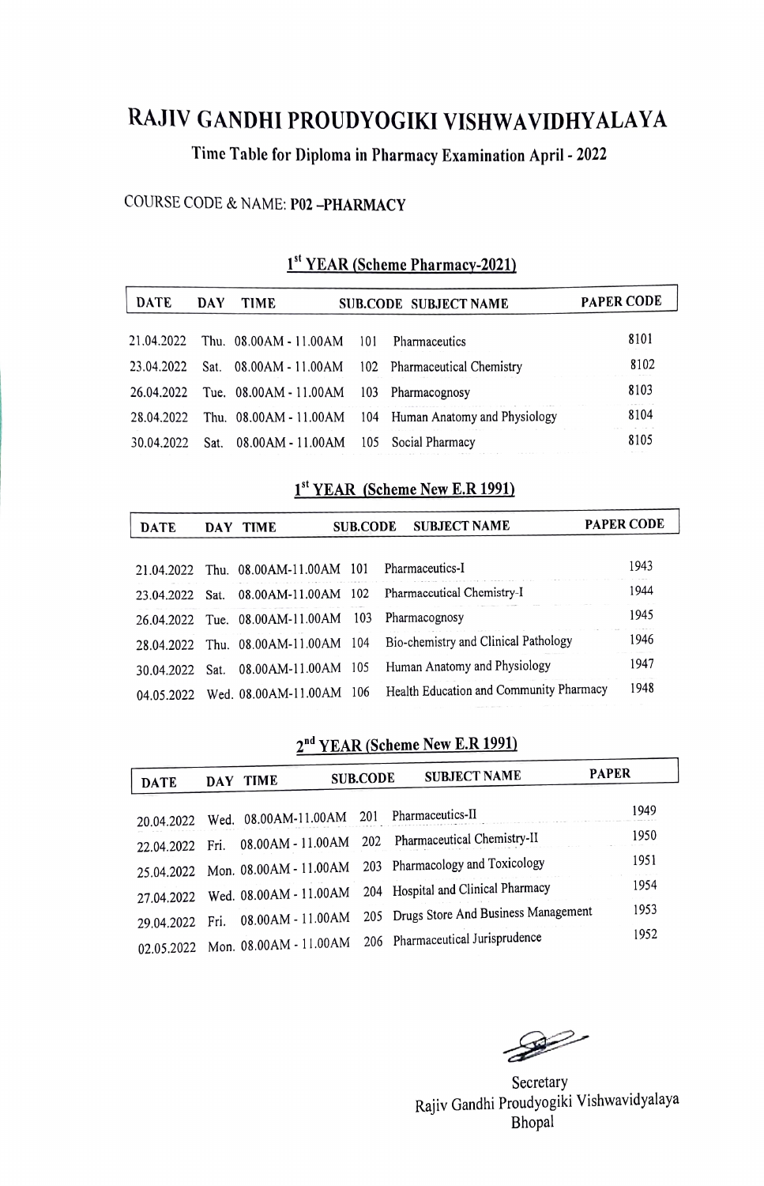# RAJIV GANDHI PROUDYOGIKI VISHWAVIDHYALAYA

## Time Table for Diploma in Pharmacy Examination April - 2022

COURSE CODE & NAME: **P02 –PHARMACY**

### 1st YEAR (Scheme Pharmacy-2021)

| DATE | DAY | TIME | SUB.CODE | SUBJECT NAME | PAPER CODE |
|---|---|---|---|---|---|
| 21.04.2022 | Thu. | 08.00AM - 11.00AM | 101 | Pharmaceutics | 8101 |
| 23.04.2022 | Sat. | 08.00AM - 11.00AM | 102 | Pharmaceutical Chemistry | 8102 |
| 26.04.2022 | Tue. | 08.00AM - 11.00AM | 103 | Pharmacognosy | 8103 |
| 28.04.2022 | Thu. | 08.00AM - 11.00AM | 104 | Human Anatomy and Physiology | 8104 |
| 30.04.2022 | Sat. | 08.00AM - 11.00AM | 105 | Social Pharmacy | 8105 |

### 1st YEAR (Scheme New E.R 1991)

| DATE | DAY | TIME | SUB.CODE | SUBJECT NAME | PAPER CODE |
|---|---|---|---|---|---|
| 21.04.2022 | Thu. | 08.00AM-11.00AM | 101 | Pharmaceutics-I | 1943 |
| 23.04.2022 | Sat. | 08.00AM-11.00AM | 102 | Pharmaceutical Chemistry-I | 1944 |
| 26.04.2022 | Tue. | 08.00AM-11.00AM | 103 | Pharmacognosy | 1945 |
| 28.04.2022 | Thu. | 08.00AM-11.00AM | 104 | Bio-chemistry and Clinical Pathology | 1946 |
| 30.04.2022 | Sat. | 08.00AM-11.00AM | 105 | Human Anatomy and Physiology | 1947 |
| 04.05.2022 | Wed. | 08.00AM-11.00AM | 106 | Health Education and Community Pharmacy | 1948 |

### 2nd YEAR (Scheme New E.R 1991)

| DATE | DAY | TIME | SUB.CODE | SUBJECT NAME | PAPER |
|---|---|---|---|---|---|
| 20.04.2022 | Wed. | 08.00AM-11.00AM | 201 | Pharmaceutics-II | 1949 |
| 22.04.2022 | Fri. | 08.00AM - 11.00AM | 202 | Pharmaceutical Chemistry-II | 1950 |
| 25.04.2022 | Mon. | 08.00AM - 11.00AM | 203 | Pharmacology and Toxicology | 1951 |
| 27.04.2022 | Wed. | 08.00AM - 11.00AM | 204 | Hospital and Clinical Pharmacy | 1954 |
| 29.04.2022 | Fri. | 08.00AM - 11.00AM | 205 | Drugs Store And Business Management | 1953 |
| 02.05.2022 | Mon. | 08.00AM - 11.00AM | 206 | Pharmaceutical Jurisprudence | 1952 |

Secretary
Rajiv Gandhi Proudyogiki Vishwavidyalaya
Bhopal